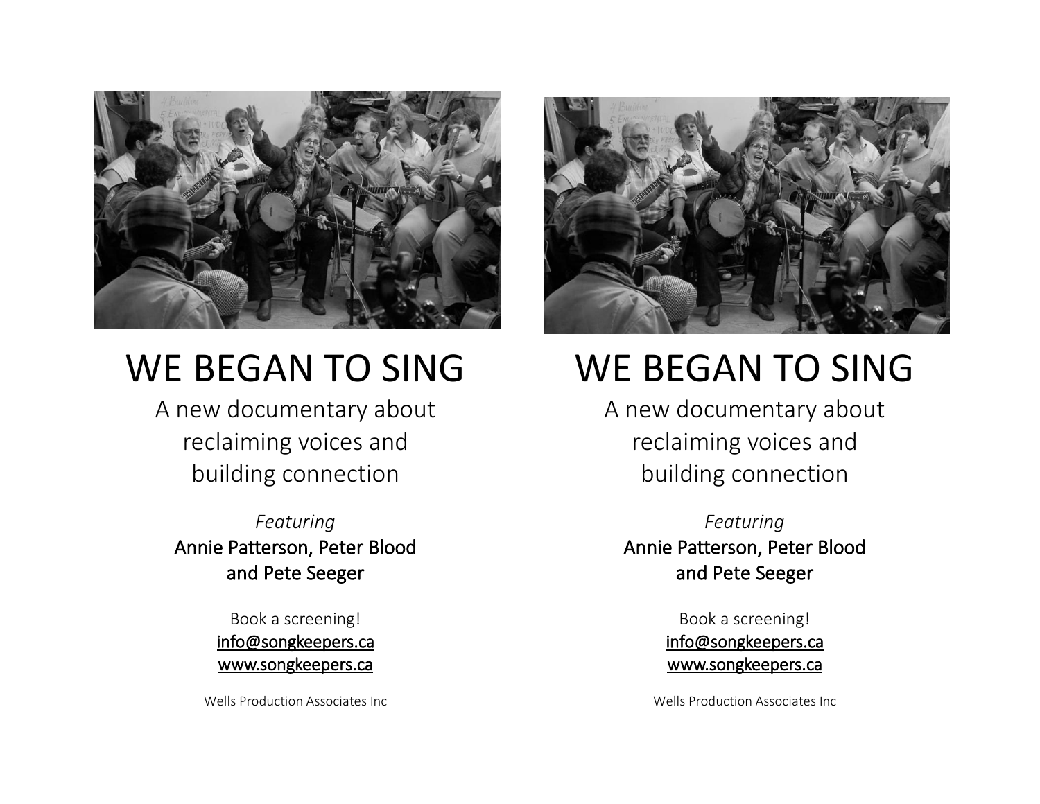# WE BEGAN TO SING

A new documentary about reclaiming voices and building connection

*Featuring*
Annie Patterson, Peter Blood and Pete Seeger

Book a screening!
info@songkeepers.ca
www.songkeepers.ca

Wells Production Associates Inc

# WE BEGAN TO SING

A new documentary about reclaiming voices and building connection

*Featuring*
Annie Patterson, Peter Blood and Pete Seeger

Book a screening!
info@songkeepers.ca
www.songkeepers.ca

Wells Production Associates Inc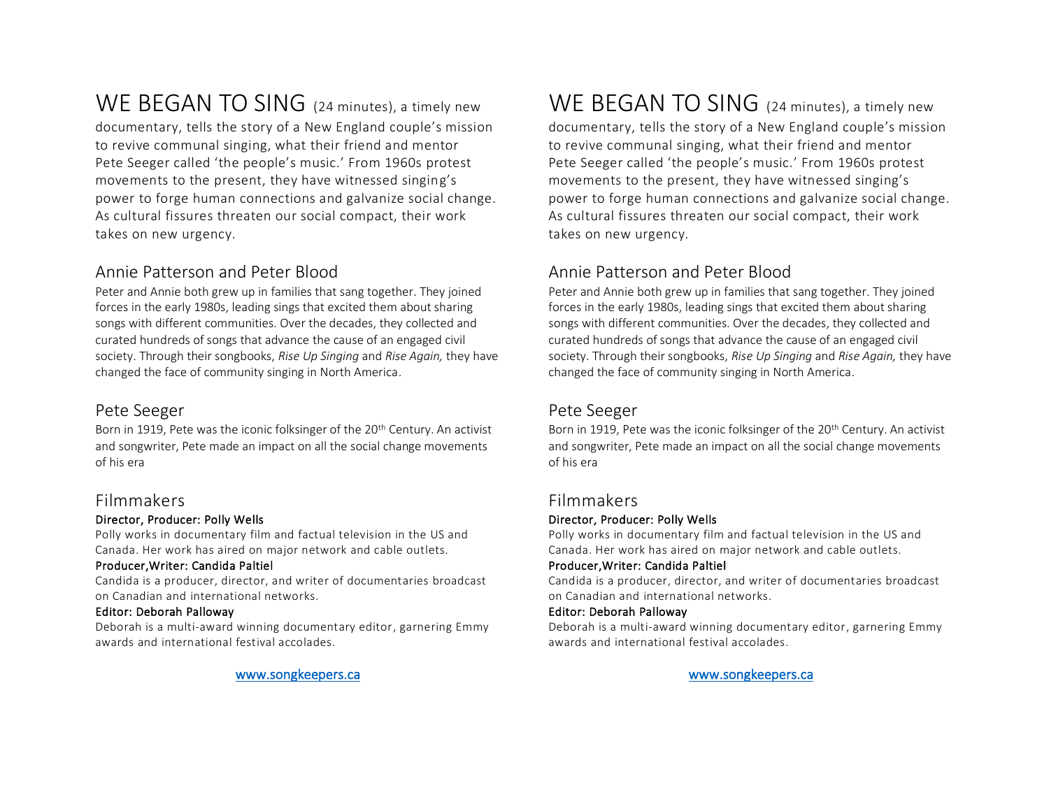# WE BEGAN TO SING (24 minutes), a timely new documentary, tells the story of a New England couple's mission to revive communal singing, what their friend and mentor Pete Seeger called 'the people's music.' From 1960s protest movements to the present, they have witnessed singing's power to forge human connections and galvanize social change. As cultural fissures threaten our social compact, their work takes on new urgency.

## Annie Patterson and Peter Blood

Peter and Annie both grew up in families that sang together. They joined forces in the early 1980s, leading sings that excited them about sharing songs with different communities. Over the decades, they collected and curated hundreds of songs that advance the cause of an engaged civil society. Through their songbooks, *Rise Up Singing* and *Rise Again,* they have changed the face of community singing in North America.

## Pete Seeger

Born in 1919, Pete was the iconic folksinger of the 20th Century. An activist and songwriter, Pete made an impact on all the social change movements of his era

## Filmmakers

**Director, Producer: Polly Wells**

Polly works in documentary film and factual television in the US and Canada. Her work has aired on major network and cable outlets.

**Producer,Writer: Candida Paltiel**

Candida is a producer, director, and writer of documentaries broadcast on Canadian and international networks.

**Editor: Deborah Palloway**

Deborah is a multi-award winning documentary editor, garnering Emmy awards and international festival accolades.

www.songkeepers.ca

# WE BEGAN TO SING (24 minutes), a timely new documentary, tells the story of a New England couple's mission to revive communal singing, what their friend and mentor Pete Seeger called 'the people's music.' From 1960s protest movements to the present, they have witnessed singing's power to forge human connections and galvanize social change. As cultural fissures threaten our social compact, their work takes on new urgency.

## Annie Patterson and Peter Blood

Peter and Annie both grew up in families that sang together. They joined forces in the early 1980s, leading sings that excited them about sharing songs with different communities. Over the decades, they collected and curated hundreds of songs that advance the cause of an engaged civil society. Through their songbooks, *Rise Up Singing* and *Rise Again,* they have changed the face of community singing in North America.

## Pete Seeger

Born in 1919, Pete was the iconic folksinger of the 20th Century. An activist and songwriter, Pete made an impact on all the social change movements of his era

## Filmmakers

**Director, Producer: Polly Wells**

Polly works in documentary film and factual television in the US and Canada. Her work has aired on major network and cable outlets.

**Producer,Writer: Candida Paltiel**

Candida is a producer, director, and writer of documentaries broadcast on Canadian and international networks.

**Editor: Deborah Palloway**

Deborah is a multi-award winning documentary editor, garnering Emmy awards and international festival accolades.

www.songkeepers.ca